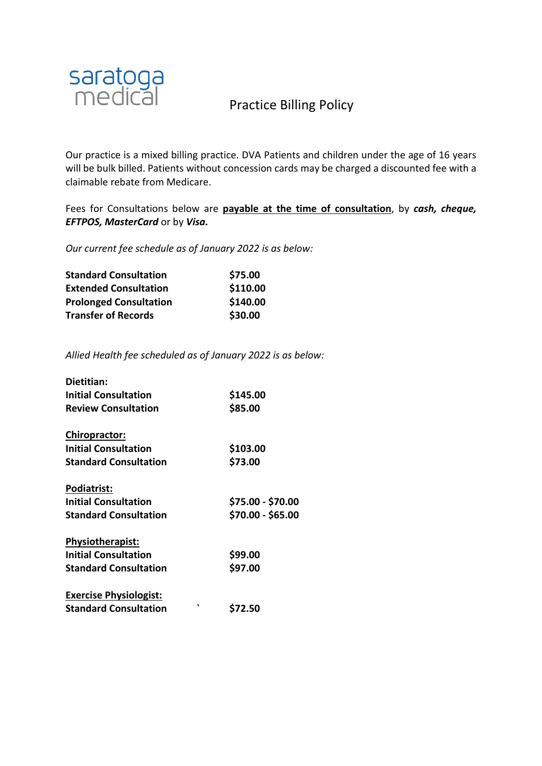saratoga medical

# Practice Billing Policy

Our practice is a mixed billing practice. DVA Patients and children under the age of 16 years will be bulk billed. Patients without concession cards may be charged a discounted fee with a claimable rebate from Medicare.

Fees for Consultations below are **payable at the time of consultation**, by ***cash, cheque, EFTPOS, MasterCard*** or by ***Visa.***

*Our current fee schedule as of January 2022 is as below:*

| | |
|---|---|
| **Standard Consultation** | **$75.00** |
| **Extended Consultation** | **$110.00** |
| **Prolonged Consultation** | **$140.00** |
| **Transfer of Records** | **$30.00** |

*Allied Health fee scheduled as of January 2022 is as below:*

**Dietitian:**

| | |
|---|---|
| **Initial Consultation** | **$145.00** |
| **Review Consultation** | **$85.00** |

**Chiropractor:**

| | |
|---|---|
| **Initial Consultation** | **$103.00** |
| **Standard Consultation** | **$73.00** |

**Podiatrist:**

| | |
|---|---|
| **Initial Consultation** | **$75.00 - $70.00** |
| **Standard Consultation** | **$70.00 - $65.00** |

**Physiotherapist:**

| | |
|---|---|
| **Initial Consultation** | **$99.00** |
| **Standard Consultation** | **$97.00** |

**Exercise Physiologist:**

| | |
|---|---|
| **Standard Consultation** | **$72.50** |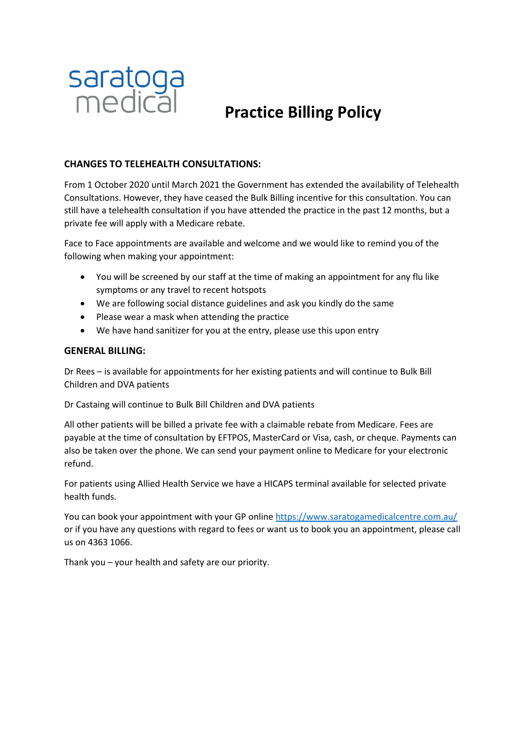saratoga
medical

# Practice Billing Policy

**CHANGES TO TELEHEALTH CONSULTATIONS:**

From 1 October 2020 until March 2021 the Government has extended the availability of Telehealth Consultations. However, they have ceased the Bulk Billing incentive for this consultation. You can still have a telehealth consultation if you have attended the practice in the past 12 months, but a private fee will apply with a Medicare rebate.

Face to Face appointments are available and welcome and we would like to remind you of the following when making your appointment:

- You will be screened by our staff at the time of making an appointment for any flu like symptoms or any travel to recent hotspots
- We are following social distance guidelines and ask you kindly do the same
- Please wear a mask when attending the practice
- We have hand sanitizer for you at the entry, please use this upon entry

**GENERAL BILLING:**

Dr Rees – is available for appointments for her existing patients and will continue to Bulk Bill Children and DVA patients

Dr Castaing will continue to Bulk Bill Children and DVA patients

All other patients will be billed a private fee with a claimable rebate from Medicare. Fees are payable at the time of consultation by EFTPOS, MasterCard or Visa, cash, or cheque. Payments can also be taken over the phone. We can send your payment online to Medicare for your electronic refund.

For patients using Allied Health Service we have a HICAPS terminal available for selected private health funds.

You can book your appointment with your GP online https://www.saratogamedicalcentre.com.au/ or if you have any questions with regard to fees or want us to book you an appointment, please call us on 4363 1066.

Thank you – your health and safety are our priority.